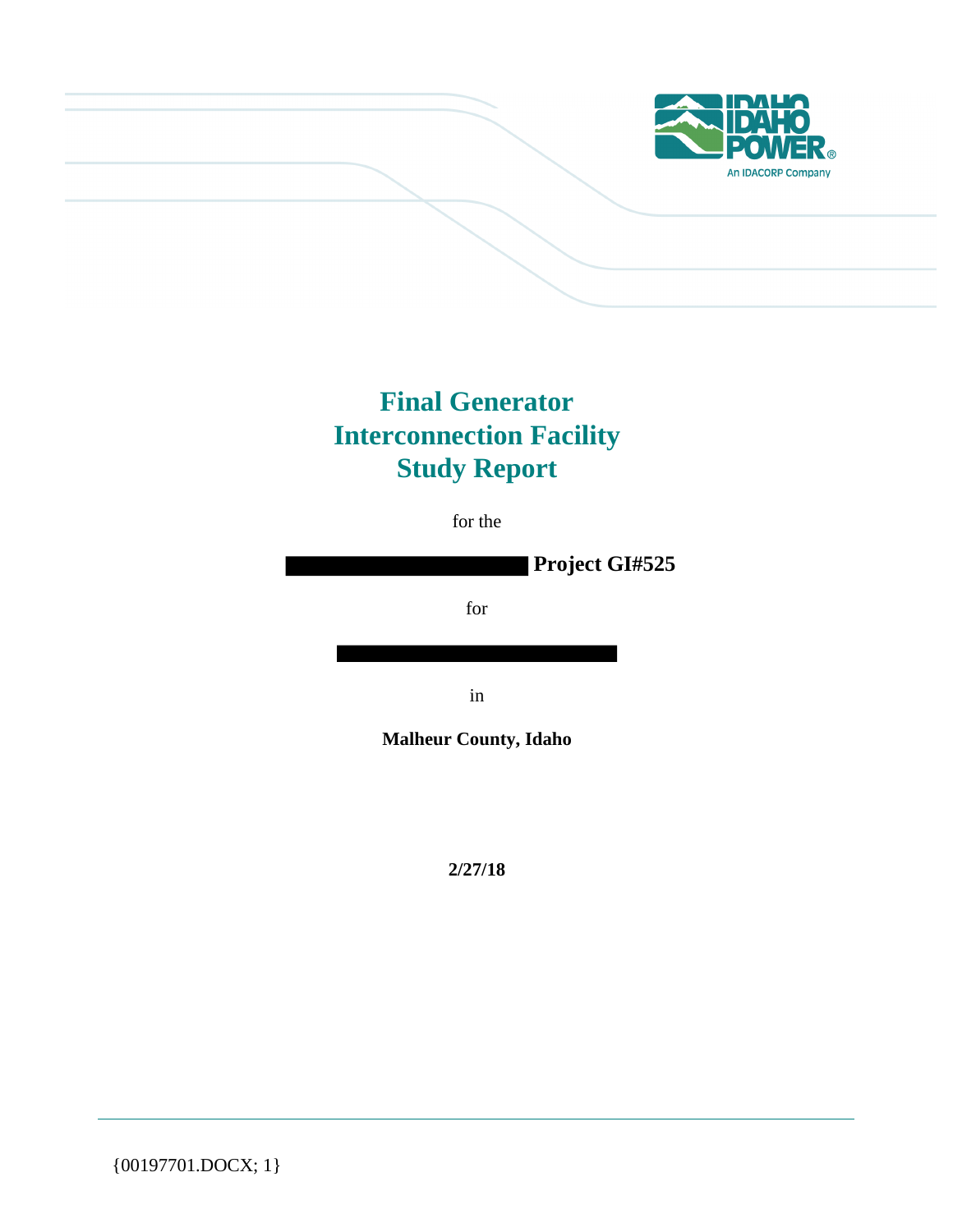# Final Generator Interconnection Facility Study Report

for the

**█████████████████ Project GI#525**

for

████████████████████

in

**Malheur County, Idaho**

**2/27/18**

{00197701.DOCX; 1}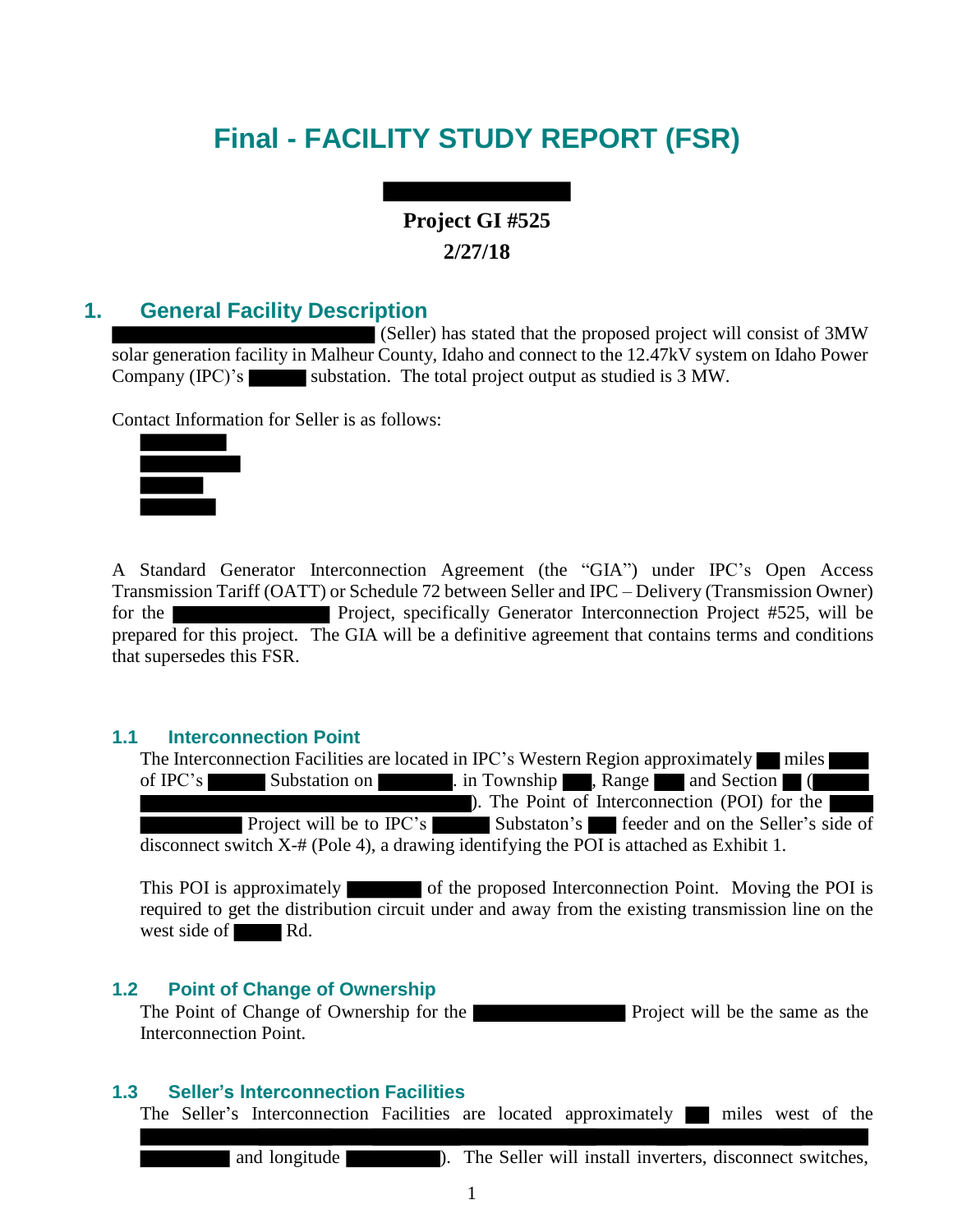# Final - FACILITY STUDY REPORT (FSR)

**Project GI #525**

**2/27/18**

## 1. General Facility Description

(Seller) has stated that the proposed project will consist of 3MW solar generation facility in Malheur County, Idaho and connect to the 12.47kV system on Idaho Power Company (IPC)'s substation. The total project output as studied is 3 MW.

Contact Information for Seller is as follows:

A Standard Generator Interconnection Agreement (the "GIA") under IPC's Open Access Transmission Tariff (OATT) or Schedule 72 between Seller and IPC – Delivery (Transmission Owner) for the Project, specifically Generator Interconnection Project #525, will be prepared for this project. The GIA will be a definitive agreement that contains terms and conditions that supersedes this FSR.

### 1.1 Interconnection Point

The Interconnection Facilities are located in IPC's Western Region approximately miles of IPC's Substation on . in Township , Range and Section ( ). The Point of Interconnection (POI) for the Project will be to IPC's Substaton's feeder and on the Seller's side of disconnect switch X-# (Pole 4), a drawing identifying the POI is attached as Exhibit 1.

This POI is approximately of the proposed Interconnection Point. Moving the POI is required to get the distribution circuit under and away from the existing transmission line on the west side of Rd.

### 1.2 Point of Change of Ownership

The Point of Change of Ownership for the Project will be the same as the Interconnection Point.

### 1.3 Seller's Interconnection Facilities

The Seller's Interconnection Facilities are located approximately miles west of the and longitude ). The Seller will install inverters, disconnect switches,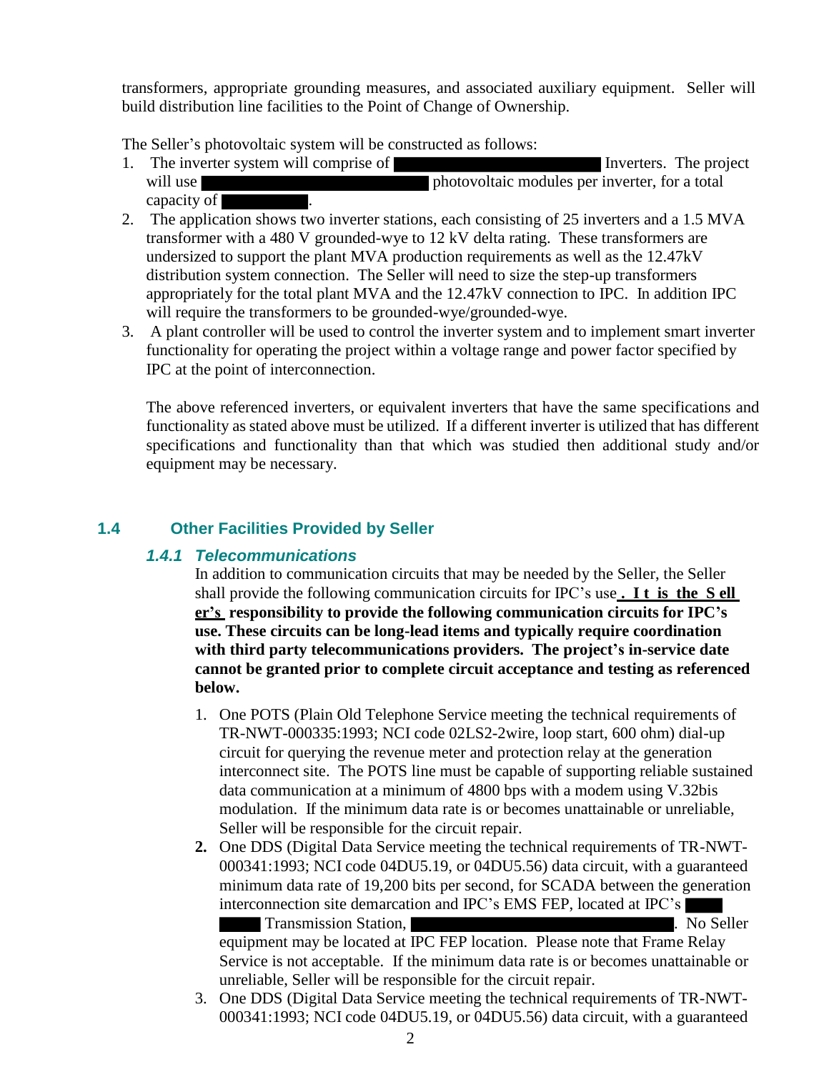transformers, appropriate grounding measures, and associated auxiliary equipment. Seller will build distribution line facilities to the Point of Change of Ownership.

The Seller's photovoltaic system will be constructed as follows:

1. The inverter system will comprise of ██████████████ Inverters. The project will use ████████████████ photovoltaic modules per inverter, for a total capacity of ██████.
2. The application shows two inverter stations, each consisting of 25 inverters and a 1.5 MVA transformer with a 480 V grounded-wye to 12 kV delta rating. These transformers are undersized to support the plant MVA production requirements as well as the 12.47kV distribution system connection. The Seller will need to size the step-up transformers appropriately for the total plant MVA and the 12.47kV connection to IPC. In addition IPC will require the transformers to be grounded-wye/grounded-wye.
3. A plant controller will be used to control the inverter system and to implement smart inverter functionality for operating the project within a voltage range and power factor specified by IPC at the point of interconnection.

   The above referenced inverters, or equivalent inverters that have the same specifications and functionality as stated above must be utilized. If a different inverter is utilized that has different specifications and functionality than that which was studied then additional study and/or equipment may be necessary.

## 1.4 Other Facilities Provided by Seller

### *1.4.1 Telecommunications*

In addition to communication circuits that may be needed by the Seller, the Seller shall provide the following communication circuits for IPC's use. **It is the Seller's responsibility to provide the following communication circuits for IPC's use. These circuits can be long-lead items and typically require coordination with third party telecommunications providers. The project's in-service date cannot be granted prior to complete circuit acceptance and testing as referenced below.**

1. One POTS (Plain Old Telephone Service meeting the technical requirements of TR-NWT-000335:1993; NCI code 02LS2-2wire, loop start, 600 ohm) dial-up circuit for querying the revenue meter and protection relay at the generation interconnect site. The POTS line must be capable of supporting reliable sustained data communication at a minimum of 4800 bps with a modem using V.32bis modulation. If the minimum data rate is or becomes unattainable or unreliable, Seller will be responsible for the circuit repair.
2. One DDS (Digital Data Service meeting the technical requirements of TR-NWT-000341:1993; NCI code 04DU5.19, or 04DU5.56) data circuit, with a guaranteed minimum data rate of 19,200 bits per second, for SCADA between the generation interconnection site demarcation and IPC's EMS FEP, located at IPC's ███ ███ Transmission Station, ████████████████. No Seller equipment may be located at IPC FEP location. Please note that Frame Relay Service is not acceptable. If the minimum data rate is or becomes unattainable or unreliable, Seller will be responsible for the circuit repair.
3. One DDS (Digital Data Service meeting the technical requirements of TR-NWT-000341:1993; NCI code 04DU5.19, or 04DU5.56) data circuit, with a guaranteed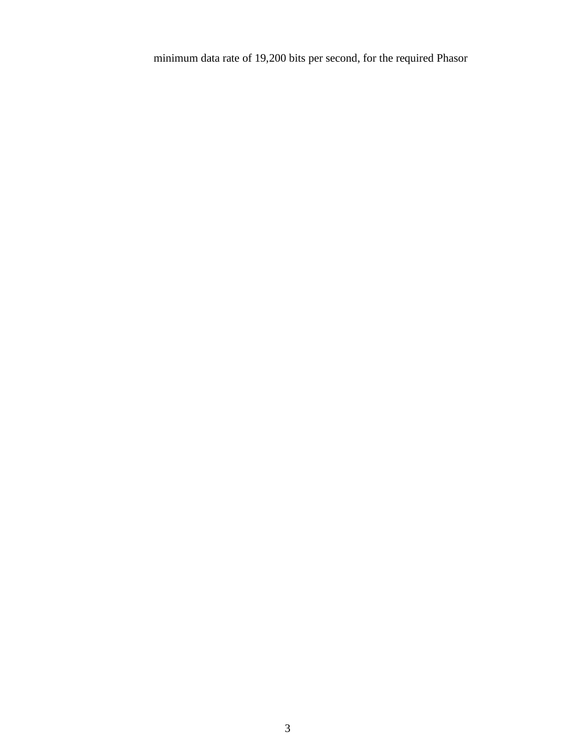minimum data rate of 19,200 bits per second, for the required Phasor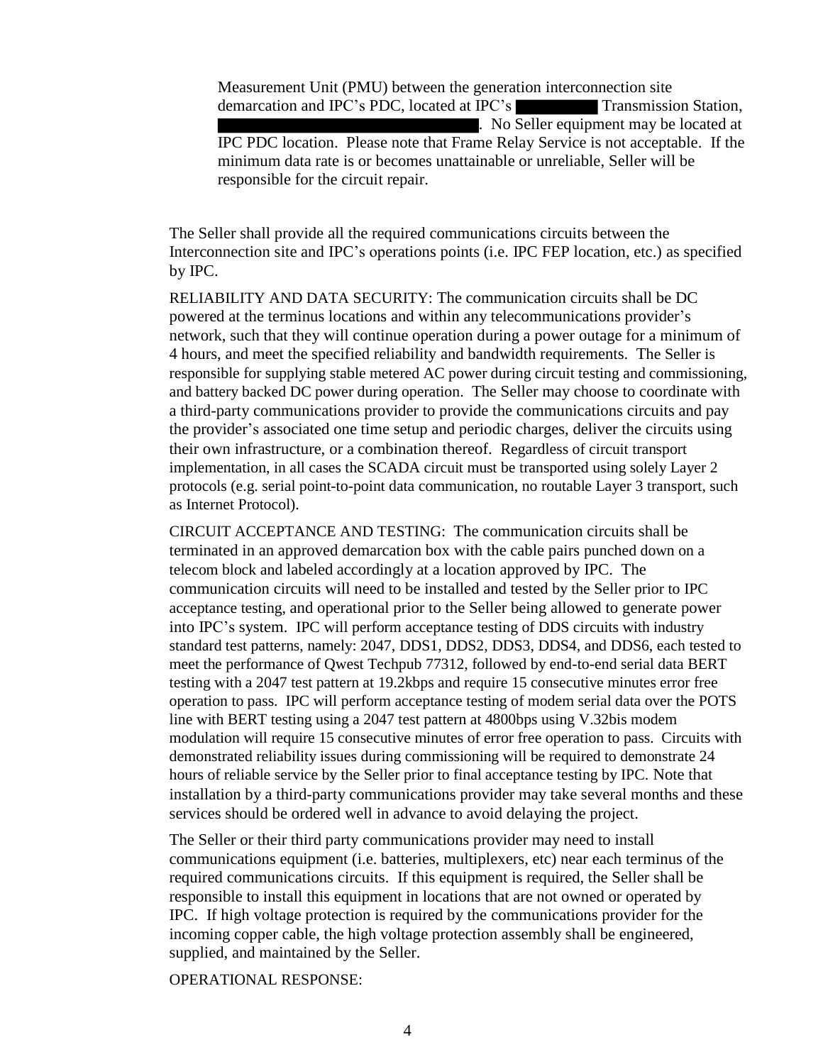Measurement Unit (PMU) between the generation interconnection site demarcation and IPC's PDC, located at IPC's ████████ Transmission Station, ██████████████████████████. No Seller equipment may be located at IPC PDC location. Please note that Frame Relay Service is not acceptable. If the minimum data rate is or becomes unattainable or unreliable, Seller will be responsible for the circuit repair.

The Seller shall provide all the required communications circuits between the Interconnection site and IPC's operations points (i.e. IPC FEP location, etc.) as specified by IPC.

RELIABILITY AND DATA SECURITY: The communication circuits shall be DC powered at the terminus locations and within any telecommunications provider's network, such that they will continue operation during a power outage for a minimum of 4 hours, and meet the specified reliability and bandwidth requirements. The Seller is responsible for supplying stable metered AC power during circuit testing and commissioning, and battery backed DC power during operation. The Seller may choose to coordinate with a third-party communications provider to provide the communications circuits and pay the provider's associated one time setup and periodic charges, deliver the circuits using their own infrastructure, or a combination thereof. Regardless of circuit transport implementation, in all cases the SCADA circuit must be transported using solely Layer 2 protocols (e.g. serial point-to-point data communication, no routable Layer 3 transport, such as Internet Protocol).

CIRCUIT ACCEPTANCE AND TESTING: The communication circuits shall be terminated in an approved demarcation box with the cable pairs punched down on a telecom block and labeled accordingly at a location approved by IPC. The communication circuits will need to be installed and tested by the Seller prior to IPC acceptance testing, and operational prior to the Seller being allowed to generate power into IPC's system. IPC will perform acceptance testing of DDS circuits with industry standard test patterns, namely: 2047, DDS1, DDS2, DDS3, DDS4, and DDS6, each tested to meet the performance of Qwest Techpub 77312, followed by end-to-end serial data BERT testing with a 2047 test pattern at 19.2kbps and require 15 consecutive minutes error free operation to pass. IPC will perform acceptance testing of modem serial data over the POTS line with BERT testing using a 2047 test pattern at 4800bps using V.32bis modem modulation will require 15 consecutive minutes of error free operation to pass. Circuits with demonstrated reliability issues during commissioning will be required to demonstrate 24 hours of reliable service by the Seller prior to final acceptance testing by IPC. Note that installation by a third-party communications provider may take several months and these services should be ordered well in advance to avoid delaying the project.

The Seller or their third party communications provider may need to install communications equipment (i.e. batteries, multiplexers, etc) near each terminus of the required communications circuits. If this equipment is required, the Seller shall be responsible to install this equipment in locations that are not owned or operated by IPC. If high voltage protection is required by the communications provider for the incoming copper cable, the high voltage protection assembly shall be engineered, supplied, and maintained by the Seller.

OPERATIONAL RESPONSE: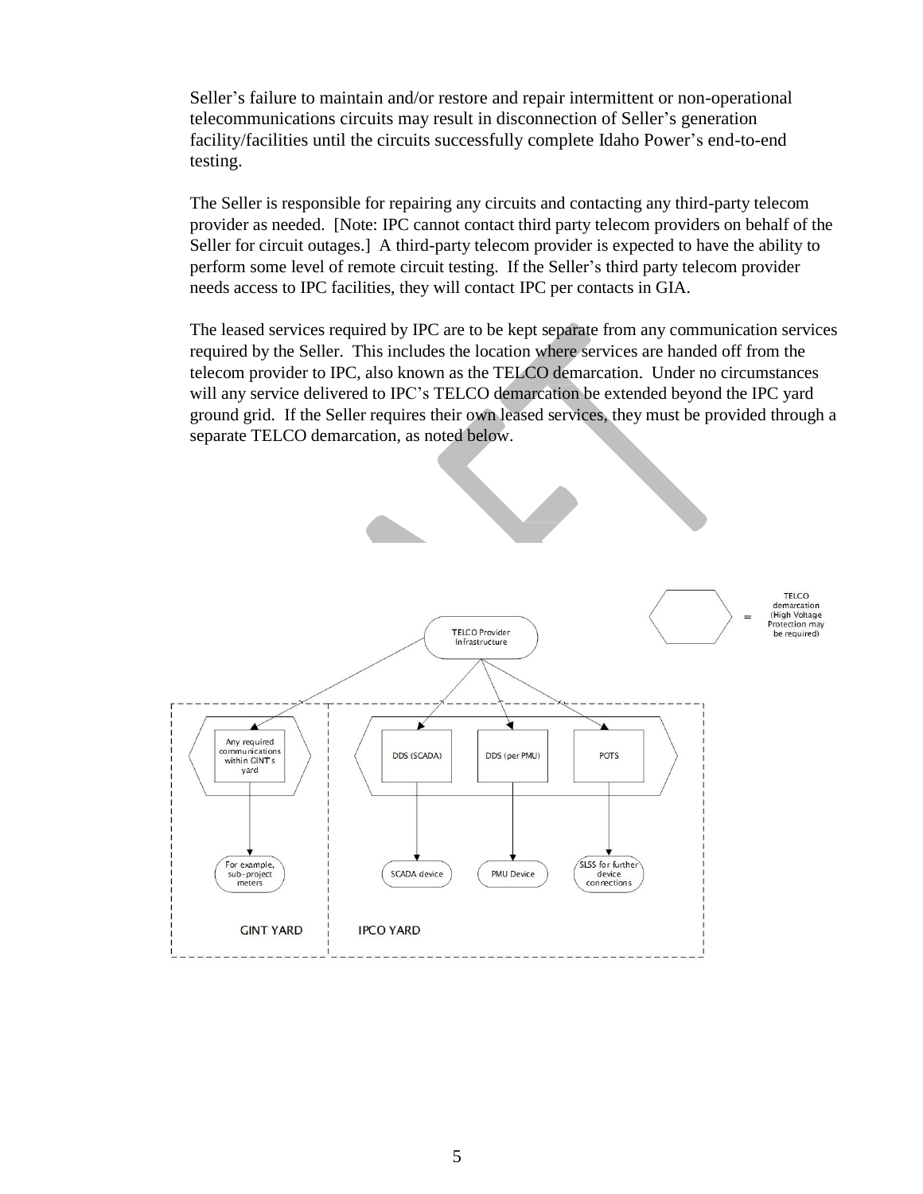Seller's failure to maintain and/or restore and repair intermittent or non-operational telecommunications circuits may result in disconnection of Seller's generation facility/facilities until the circuits successfully complete Idaho Power's end-to-end testing.

The Seller is responsible for repairing any circuits and contacting any third-party telecom provider as needed. [Note: IPC cannot contact third party telecom providers on behalf of the Seller for circuit outages.] A third-party telecom provider is expected to have the ability to perform some level of remote circuit testing. If the Seller's third party telecom provider needs access to IPC facilities, they will contact IPC per contacts in GIA.

The leased services required by IPC are to be kept separate from any communication services required by the Seller. This includes the location where services are handed off from the telecom provider to IPC, also known as the TELCO demarcation. Under no circumstances will any service delivered to IPC's TELCO demarcation be extended beyond the IPC yard ground grid. If the Seller requires their own leased services, they must be provided through a separate TELCO demarcation, as noted below.

TELCO Provider Infrastructure

= TELCO demarcation (High Voltage Protection may be required)

Any required communications within GINT's yard → For example, sub-project meters

DDS (SCADA) → SCADA device

DDS (per PMU) → PMU Device

POTS → SLSS for further device connections

GINT YARD

IPCO YARD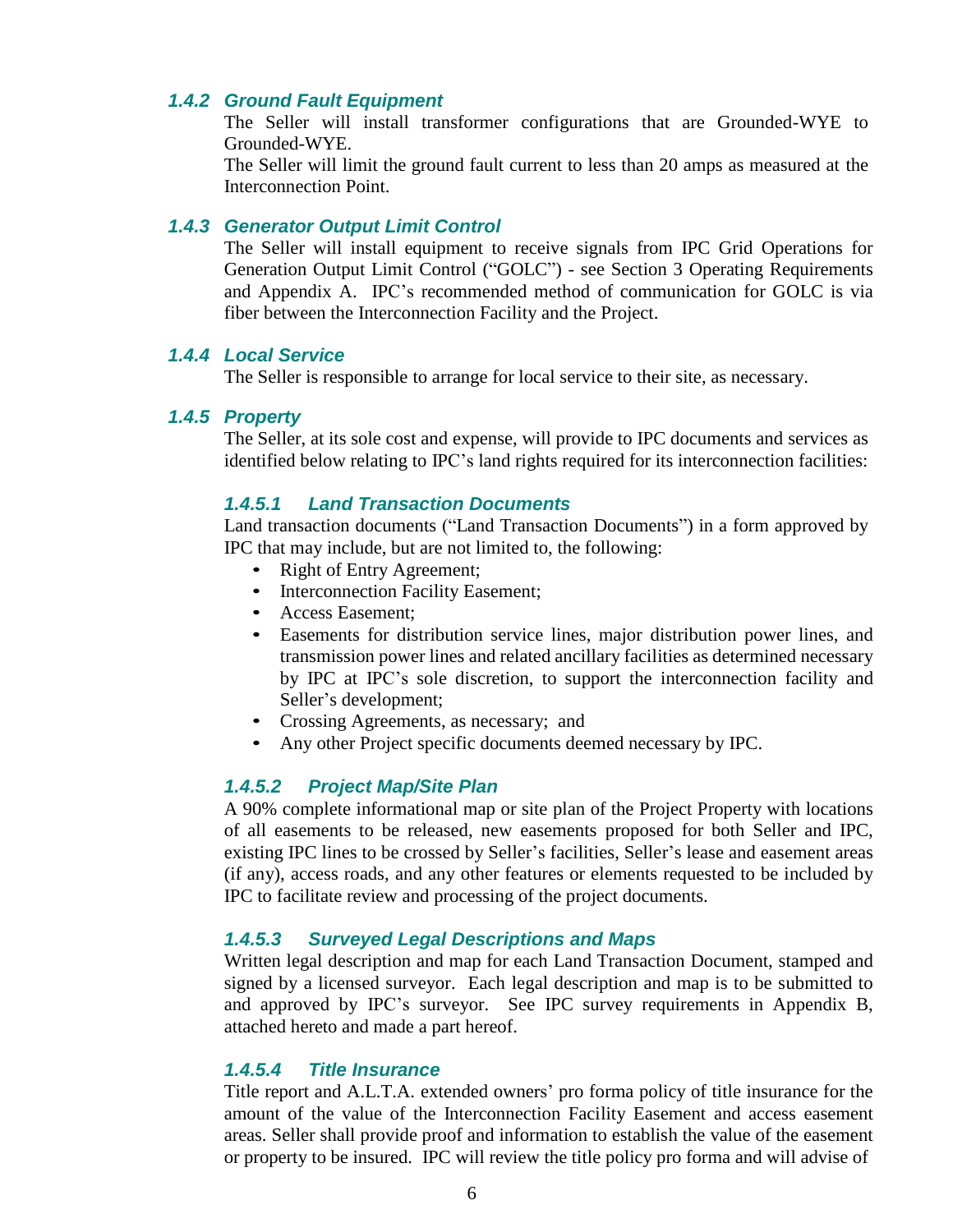### *1.4.2 Ground Fault Equipment*

The Seller will install transformer configurations that are Grounded-WYE to Grounded-WYE.

The Seller will limit the ground fault current to less than 20 amps as measured at the Interconnection Point.

### *1.4.3 Generator Output Limit Control*

The Seller will install equipment to receive signals from IPC Grid Operations for Generation Output Limit Control ("GOLC") - see Section 3 Operating Requirements and Appendix A. IPC's recommended method of communication for GOLC is via fiber between the Interconnection Facility and the Project.

### *1.4.4 Local Service*

The Seller is responsible to arrange for local service to their site, as necessary.

### *1.4.5 Property*

The Seller, at its sole cost and expense, will provide to IPC documents and services as identified below relating to IPC's land rights required for its interconnection facilities:

#### *1.4.5.1 Land Transaction Documents*

Land transaction documents ("Land Transaction Documents") in a form approved by IPC that may include, but are not limited to, the following:

- Right of Entry Agreement;
- Interconnection Facility Easement;
- Access Easement;
- Easements for distribution service lines, major distribution power lines, and transmission power lines and related ancillary facilities as determined necessary by IPC at IPC's sole discretion, to support the interconnection facility and Seller's development;
- Crossing Agreements, as necessary; and
- Any other Project specific documents deemed necessary by IPC.

#### *1.4.5.2 Project Map/Site Plan*

A 90% complete informational map or site plan of the Project Property with locations of all easements to be released, new easements proposed for both Seller and IPC, existing IPC lines to be crossed by Seller's facilities, Seller's lease and easement areas (if any), access roads, and any other features or elements requested to be included by IPC to facilitate review and processing of the project documents.

#### *1.4.5.3 Surveyed Legal Descriptions and Maps*

Written legal description and map for each Land Transaction Document, stamped and signed by a licensed surveyor. Each legal description and map is to be submitted to and approved by IPC's surveyor. See IPC survey requirements in Appendix B, attached hereto and made a part hereof.

#### *1.4.5.4 Title Insurance*

Title report and A.L.T.A. extended owners' pro forma policy of title insurance for the amount of the value of the Interconnection Facility Easement and access easement areas. Seller shall provide proof and information to establish the value of the easement or property to be insured. IPC will review the title policy pro forma and will advise of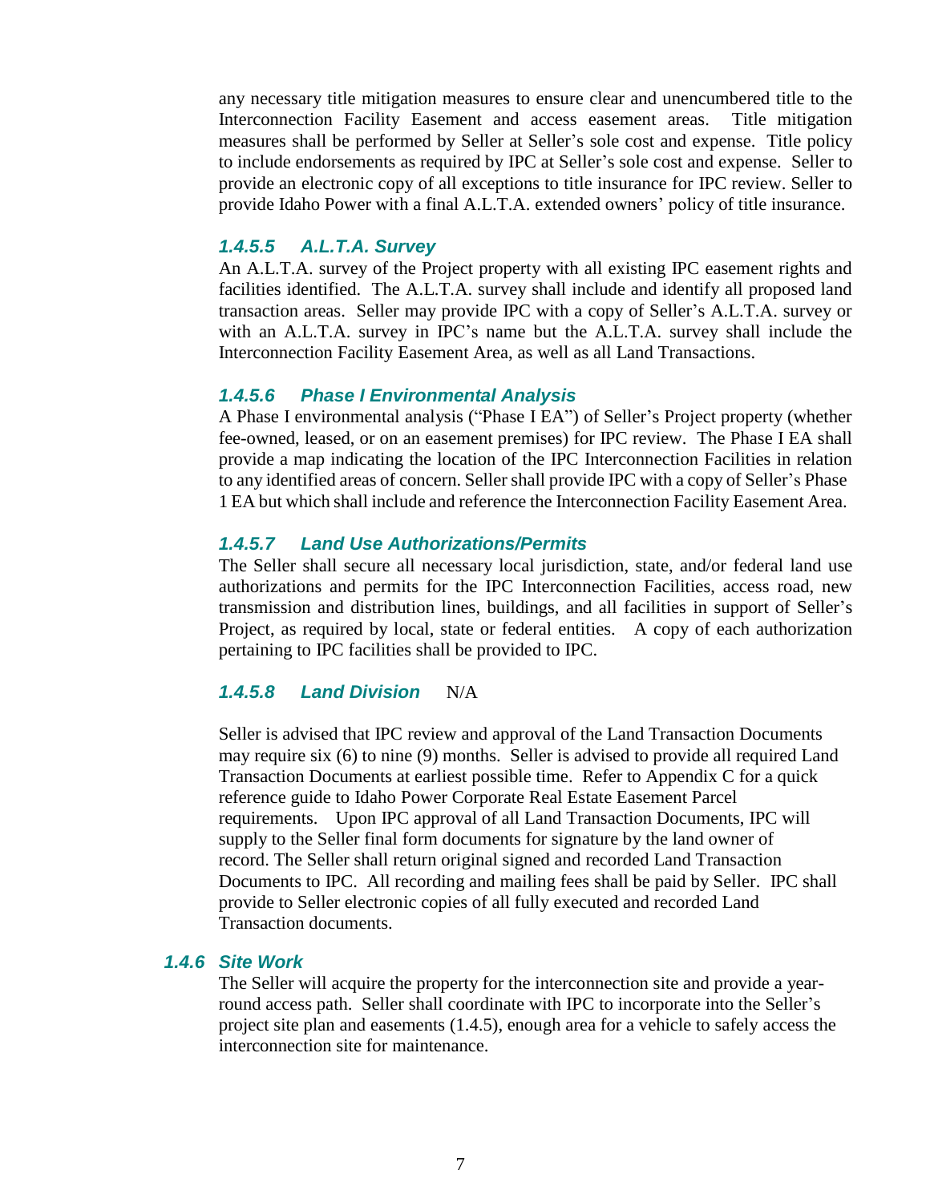any necessary title mitigation measures to ensure clear and unencumbered title to the Interconnection Facility Easement and access easement areas. Title mitigation measures shall be performed by Seller at Seller's sole cost and expense. Title policy to include endorsements as required by IPC at Seller's sole cost and expense. Seller to provide an electronic copy of all exceptions to title insurance for IPC review. Seller to provide Idaho Power with a final A.L.T.A. extended owners' policy of title insurance.

#### *1.4.5.5 A.L.T.A. Survey*

An A.L.T.A. survey of the Project property with all existing IPC easement rights and facilities identified. The A.L.T.A. survey shall include and identify all proposed land transaction areas. Seller may provide IPC with a copy of Seller's A.L.T.A. survey or with an A.L.T.A. survey in IPC's name but the A.L.T.A. survey shall include the Interconnection Facility Easement Area, as well as all Land Transactions.

#### *1.4.5.6 Phase I Environmental Analysis*

A Phase I environmental analysis ("Phase I EA") of Seller's Project property (whether fee-owned, leased, or on an easement premises) for IPC review. The Phase I EA shall provide a map indicating the location of the IPC Interconnection Facilities in relation to any identified areas of concern. Seller shall provide IPC with a copy of Seller's Phase 1 EA but which shall include and reference the Interconnection Facility Easement Area.

#### *1.4.5.7 Land Use Authorizations/Permits*

The Seller shall secure all necessary local jurisdiction, state, and/or federal land use authorizations and permits for the IPC Interconnection Facilities, access road, new transmission and distribution lines, buildings, and all facilities in support of Seller's Project, as required by local, state or federal entities. A copy of each authorization pertaining to IPC facilities shall be provided to IPC.

#### *1.4.5.8 Land Division* N/A

Seller is advised that IPC review and approval of the Land Transaction Documents may require six (6) to nine (9) months. Seller is advised to provide all required Land Transaction Documents at earliest possible time. Refer to Appendix C for a quick reference guide to Idaho Power Corporate Real Estate Easement Parcel requirements. Upon IPC approval of all Land Transaction Documents, IPC will supply to the Seller final form documents for signature by the land owner of record. The Seller shall return original signed and recorded Land Transaction Documents to IPC. All recording and mailing fees shall be paid by Seller. IPC shall provide to Seller electronic copies of all fully executed and recorded Land Transaction documents.

### *1.4.6 Site Work*

The Seller will acquire the property for the interconnection site and provide a year-round access path. Seller shall coordinate with IPC to incorporate into the Seller's project site plan and easements (1.4.5), enough area for a vehicle to safely access the interconnection site for maintenance.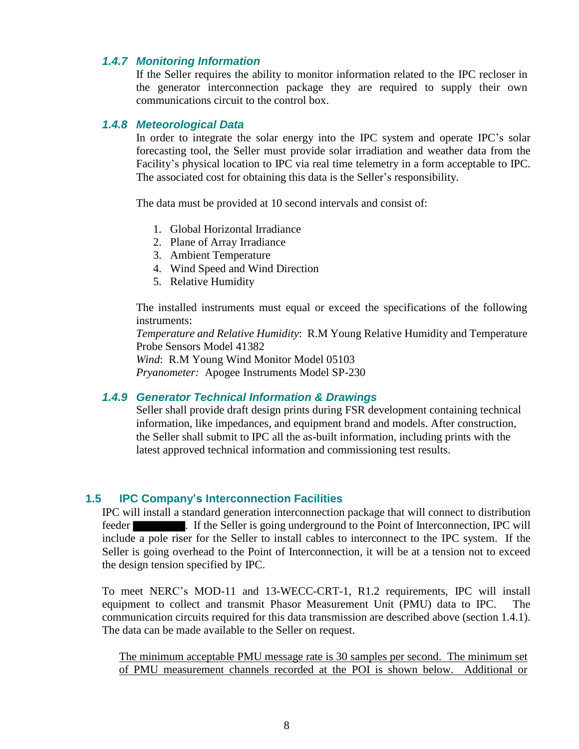#### *1.4.7 Monitoring Information*

If the Seller requires the ability to monitor information related to the IPC recloser in the generator interconnection package they are required to supply their own communications circuit to the control box.

#### *1.4.8 Meteorological Data*

In order to integrate the solar energy into the IPC system and operate IPC's solar forecasting tool, the Seller must provide solar irradiation and weather data from the Facility's physical location to IPC via real time telemetry in a form acceptable to IPC. The associated cost for obtaining this data is the Seller's responsibility.

The data must be provided at 10 second intervals and consist of:

1. Global Horizontal Irradiance
2. Plane of Array Irradiance
3. Ambient Temperature
4. Wind Speed and Wind Direction
5. Relative Humidity

The installed instruments must equal or exceed the specifications of the following instruments:
*Temperature and Relative Humidity*: R.M Young Relative Humidity and Temperature Probe Sensors Model 41382
*Wind*: R.M Young Wind Monitor Model 05103
*Pryanometer:* Apogee Instruments Model SP-230

#### *1.4.9 Generator Technical Information & Drawings*

Seller shall provide draft design prints during FSR development containing technical information, like impedances, and equipment brand and models. After construction, the Seller shall submit to IPC all the as-built information, including prints with the latest approved technical information and commissioning test results.

### 1.5 IPC Company's Interconnection Facilities

IPC will install a standard generation interconnection package that will connect to distribution feeder ████. If the Seller is going underground to the Point of Interconnection, IPC will include a pole riser for the Seller to install cables to interconnect to the IPC system. If the Seller is going overhead to the Point of Interconnection, it will be at a tension not to exceed the design tension specified by IPC.

To meet NERC's MOD-11 and 13-WECC-CRT-1, R1.2 requirements, IPC will install equipment to collect and transmit Phasor Measurement Unit (PMU) data to IPC. The communication circuits required for this data transmission are described above (section 1.4.1). The data can be made available to the Seller on request.

<u>The minimum acceptable PMU message rate is 30 samples per second. The minimum set of PMU measurement channels recorded at the POI is shown below. Additional or</u>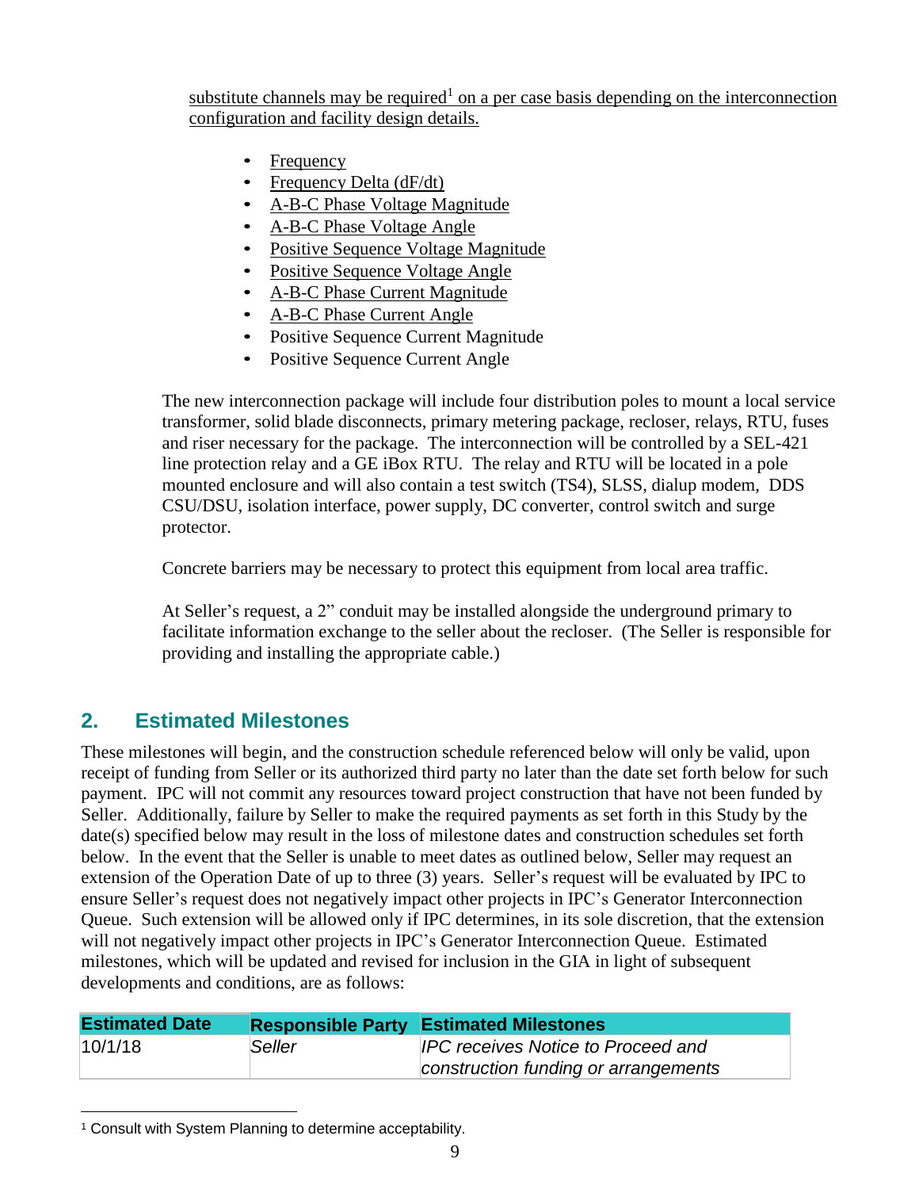substitute channels may be required[1] on a per case basis depending on the interconnection configuration and facility design details.

- Frequency
- Frequency Delta (dF/dt)
- A-B-C Phase Voltage Magnitude
- A-B-C Phase Voltage Angle
- Positive Sequence Voltage Magnitude
- Positive Sequence Voltage Angle
- A-B-C Phase Current Magnitude
- A-B-C Phase Current Angle
- Positive Sequence Current Magnitude
- Positive Sequence Current Angle

The new interconnection package will include four distribution poles to mount a local service transformer, solid blade disconnects, primary metering package, recloser, relays, RTU, fuses and riser necessary for the package. The interconnection will be controlled by a SEL-421 line protection relay and a GE iBox RTU. The relay and RTU will be located in a pole mounted enclosure and will also contain a test switch (TS4), SLSS, dialup modem, DDS CSU/DSU, isolation interface, power supply, DC converter, control switch and surge protector.

Concrete barriers may be necessary to protect this equipment from local area traffic.

At Seller's request, a 2" conduit may be installed alongside the underground primary to facilitate information exchange to the seller about the recloser. (The Seller is responsible for providing and installing the appropriate cable.)

## 2. Estimated Milestones

These milestones will begin, and the construction schedule referenced below will only be valid, upon receipt of funding from Seller or its authorized third party no later than the date set forth below for such payment. IPC will not commit any resources toward project construction that have not been funded by Seller. Additionally, failure by Seller to make the required payments as set forth in this Study by the date(s) specified below may result in the loss of milestone dates and construction schedules set forth below. In the event that the Seller is unable to meet dates as outlined below, Seller may request an extension of the Operation Date of up to three (3) years. Seller's request will be evaluated by IPC to ensure Seller's request does not negatively impact other projects in IPC's Generator Interconnection Queue. Such extension will be allowed only if IPC determines, in its sole discretion, that the extension will not negatively impact other projects in IPC's Generator Interconnection Queue. Estimated milestones, which will be updated and revised for inclusion in the GIA in light of subsequent developments and conditions, are as follows:

| Estimated Date | Responsible Party | Estimated Milestones |
|---|---|---|
| 10/1/18 | *Seller* | *IPC receives Notice to Proceed and construction funding or arrangements* |

[1] Consult with System Planning to determine acceptability.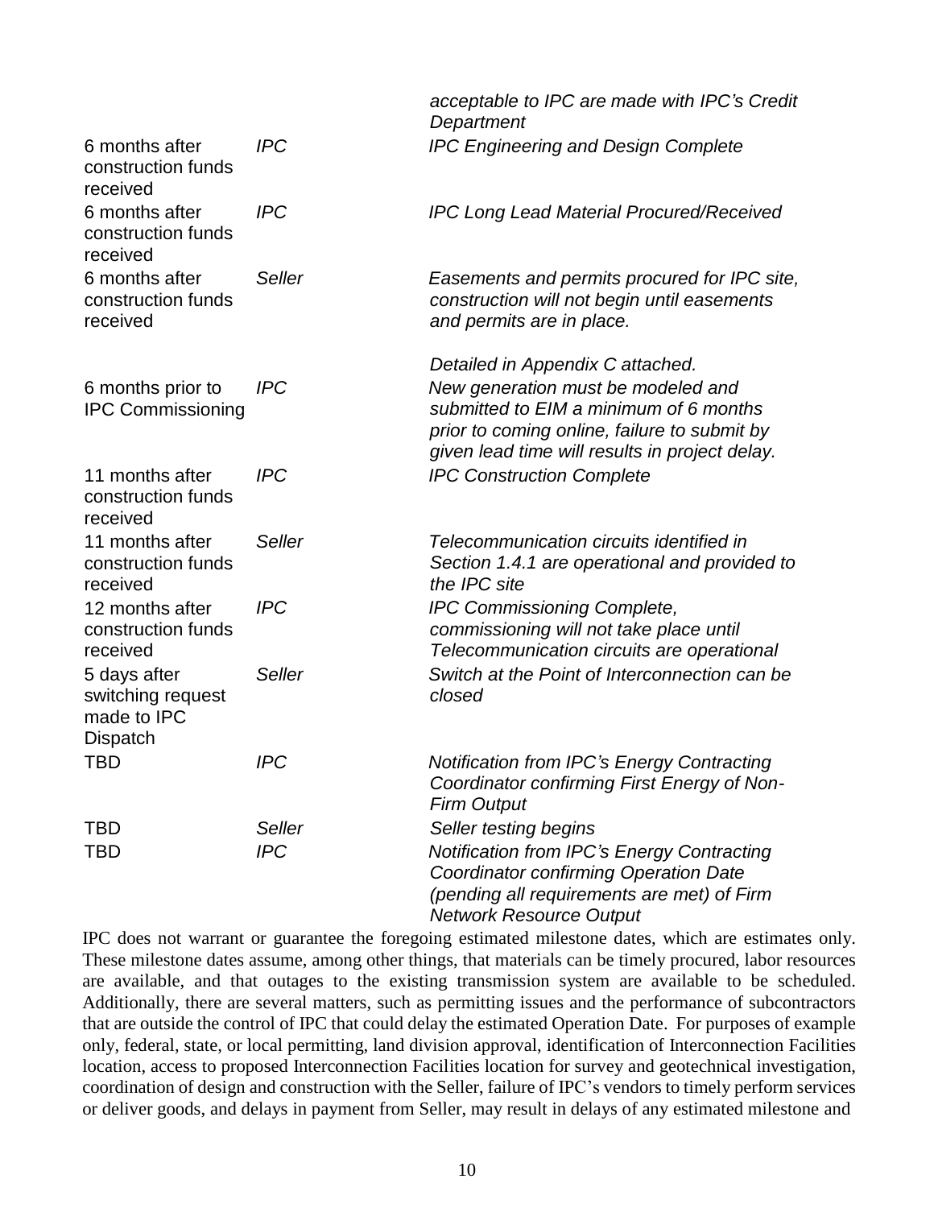| | | |
|---|---|---|
| | | *acceptable to IPC are made with IPC's Credit Department* |
| 6 months after construction funds received | *IPC* | *IPC Engineering and Design Complete* |
| 6 months after construction funds received | *IPC* | *IPC Long Lead Material Procured/Received* |
| 6 months after construction funds received | *Seller* | *Easements and permits procured for IPC site, construction will not begin until easements and permits are in place.*<br><br>*Detailed in Appendix C attached.* |
| 6 months prior to IPC Commissioning | *IPC* | *New generation must be modeled and submitted to EIM a minimum of 6 months prior to coming online, failure to submit by given lead time will results in project delay.* |
| 11 months after construction funds received | *IPC* | *IPC Construction Complete* |
| 11 months after construction funds received | *Seller* | *Telecommunication circuits identified in Section 1.4.1 are operational and provided to the IPC site* |
| 12 months after construction funds received | *IPC* | *IPC Commissioning Complete, commissioning will not take place until Telecommunication circuits are operational* |
| 5 days after switching request made to IPC Dispatch | *Seller* | *Switch at the Point of Interconnection can be closed* |
| TBD | *IPC* | *Notification from IPC's Energy Contracting Coordinator confirming First Energy of Non-Firm Output* |
| TBD | *Seller* | *Seller testing begins* |
| TBD | *IPC* | *Notification from IPC's Energy Contracting Coordinator confirming Operation Date (pending all requirements are met) of Firm Network Resource Output* |

IPC does not warrant or guarantee the foregoing estimated milestone dates, which are estimates only. These milestone dates assume, among other things, that materials can be timely procured, labor resources are available, and that outages to the existing transmission system are available to be scheduled. Additionally, there are several matters, such as permitting issues and the performance of subcontractors that are outside the control of IPC that could delay the estimated Operation Date. For purposes of example only, federal, state, or local permitting, land division approval, identification of Interconnection Facilities location, access to proposed Interconnection Facilities location for survey and geotechnical investigation, coordination of design and construction with the Seller, failure of IPC's vendors to timely perform services or deliver goods, and delays in payment from Seller, may result in delays of any estimated milestone and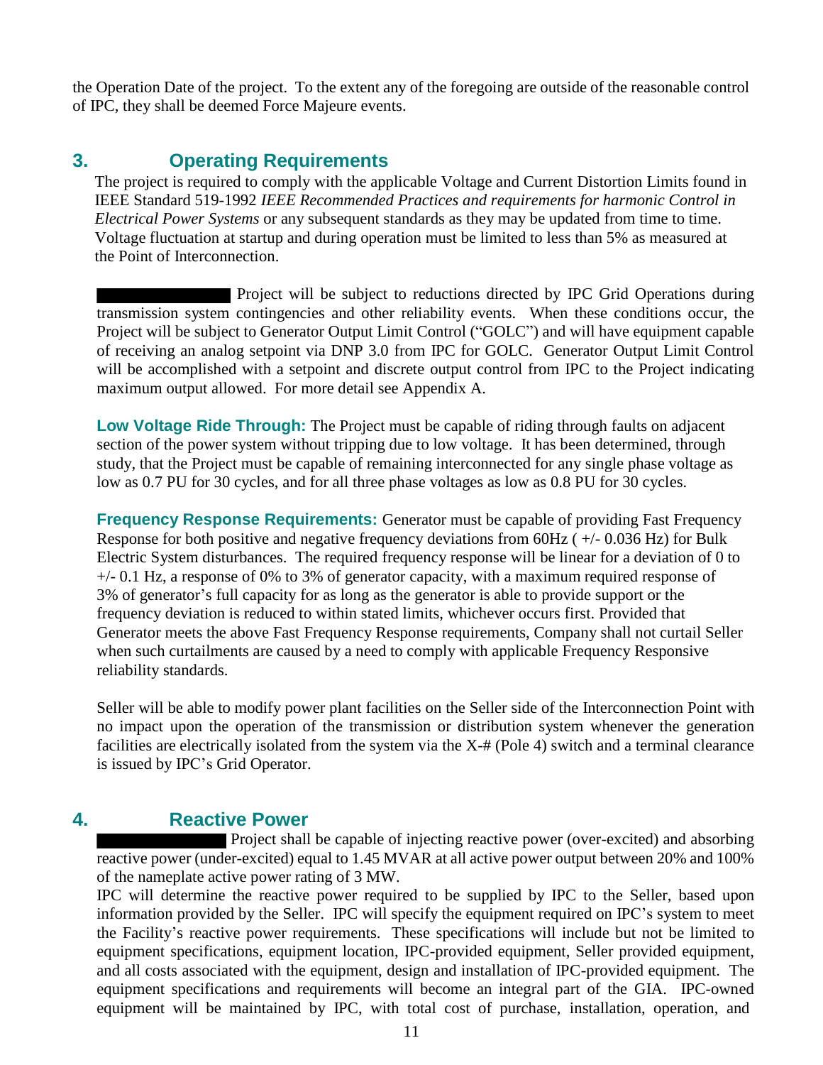the Operation Date of the project. To the extent any of the foregoing are outside of the reasonable control of IPC, they shall be deemed Force Majeure events.

## 3. Operating Requirements

The project is required to comply with the applicable Voltage and Current Distortion Limits found in IEEE Standard 519-1992 *IEEE Recommended Practices and requirements for harmonic Control in Electrical Power Systems* or any subsequent standards as they may be updated from time to time. Voltage fluctuation at startup and during operation must be limited to less than 5% as measured at the Point of Interconnection.

████████████ Project will be subject to reductions directed by IPC Grid Operations during transmission system contingencies and other reliability events. When these conditions occur, the Project will be subject to Generator Output Limit Control ("GOLC") and will have equipment capable of receiving an analog setpoint via DNP 3.0 from IPC for GOLC. Generator Output Limit Control will be accomplished with a setpoint and discrete output control from IPC to the Project indicating maximum output allowed. For more detail see Appendix A.

**Low Voltage Ride Through:** The Project must be capable of riding through faults on adjacent section of the power system without tripping due to low voltage. It has been determined, through study, that the Project must be capable of remaining interconnected for any single phase voltage as low as 0.7 PU for 30 cycles, and for all three phase voltages as low as 0.8 PU for 30 cycles.

**Frequency Response Requirements:** Generator must be capable of providing Fast Frequency Response for both positive and negative frequency deviations from 60Hz ( +/- 0.036 Hz) for Bulk Electric System disturbances. The required frequency response will be linear for a deviation of 0 to +/- 0.1 Hz, a response of 0% to 3% of generator capacity, with a maximum required response of 3% of generator's full capacity for as long as the generator is able to provide support or the frequency deviation is reduced to within stated limits, whichever occurs first. Provided that Generator meets the above Fast Frequency Response requirements, Company shall not curtail Seller when such curtailments are caused by a need to comply with applicable Frequency Responsive reliability standards.

Seller will be able to modify power plant facilities on the Seller side of the Interconnection Point with no impact upon the operation of the transmission or distribution system whenever the generation facilities are electrically isolated from the system via the X-# (Pole 4) switch and a terminal clearance is issued by IPC's Grid Operator.

## 4. Reactive Power

████████████ Project shall be capable of injecting reactive power (over-excited) and absorbing reactive power (under-excited) equal to 1.45 MVAR at all active power output between 20% and 100% of the nameplate active power rating of 3 MW.

IPC will determine the reactive power required to be supplied by IPC to the Seller, based upon information provided by the Seller. IPC will specify the equipment required on IPC's system to meet the Facility's reactive power requirements. These specifications will include but not be limited to equipment specifications, equipment location, IPC-provided equipment, Seller provided equipment, and all costs associated with the equipment, design and installation of IPC-provided equipment. The equipment specifications and requirements will become an integral part of the GIA. IPC-owned equipment will be maintained by IPC, with total cost of purchase, installation, operation, and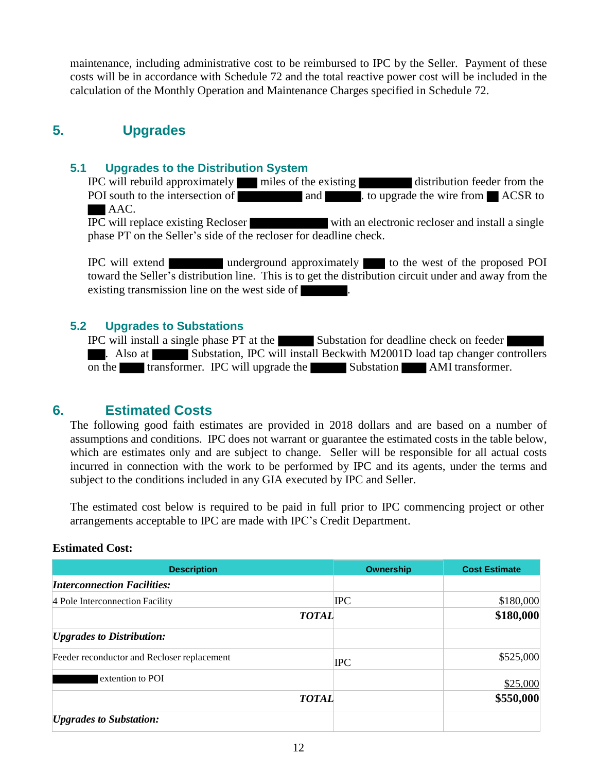maintenance, including administrative cost to be reimbursed to IPC by the Seller. Payment of these costs will be in accordance with Schedule 72 and the total reactive power cost will be included in the calculation of the Monthly Operation and Maintenance Charges specified in Schedule 72.

## 5. Upgrades

### 5.1 Upgrades to the Distribution System

IPC will rebuild approximately ███ miles of the existing ██████ distribution feeder from the POI south to the intersection of ███████ and ████. to upgrade the wire from ██ ACSR to ██ AAC.

IPC will replace existing Recloser █████████ with an electronic recloser and install a single phase PT on the Seller's side of the recloser for deadline check.

IPC will extend ██████ underground approximately ███ to the west of the proposed POI toward the Seller's distribution line. This is to get the distribution circuit under and away from the existing transmission line on the west side of █████.

### 5.2 Upgrades to Substations

IPC will install a single phase PT at the ████ Substation for deadline check on feeder ████ ██. Also at ████ Substation, IPC will install Beckwith M2001D load tap changer controllers on the ███ transformer. IPC will upgrade the ████ Substation ███ AMI transformer.

## 6. Estimated Costs

The following good faith estimates are provided in 2018 dollars and are based on a number of assumptions and conditions. IPC does not warrant or guarantee the estimated costs in the table below, which are estimates only and are subject to change. Seller will be responsible for all actual costs incurred in connection with the work to be performed by IPC and its agents, under the terms and subject to the conditions included in any GIA executed by IPC and Seller.

The estimated cost below is required to be paid in full prior to IPC commencing project or other arrangements acceptable to IPC are made with IPC's Credit Department.

**Estimated Cost:**

| Description | Ownership | Cost Estimate |
|---|---|---|
| ***Interconnection Facilities:*** | | |
| 4 Pole Interconnection Facility | IPC | $180,000 |
| ***TOTAL*** | | **$180,000** |
| ***Upgrades to Distribution:*** | | |
| Feeder reconductor and Recloser replacement | IPC | $525,000 |
| █████ extention to POI | | $25,000 |
| ***TOTAL*** | | **$550,000** |
| ***Upgrades to Substation:*** | | |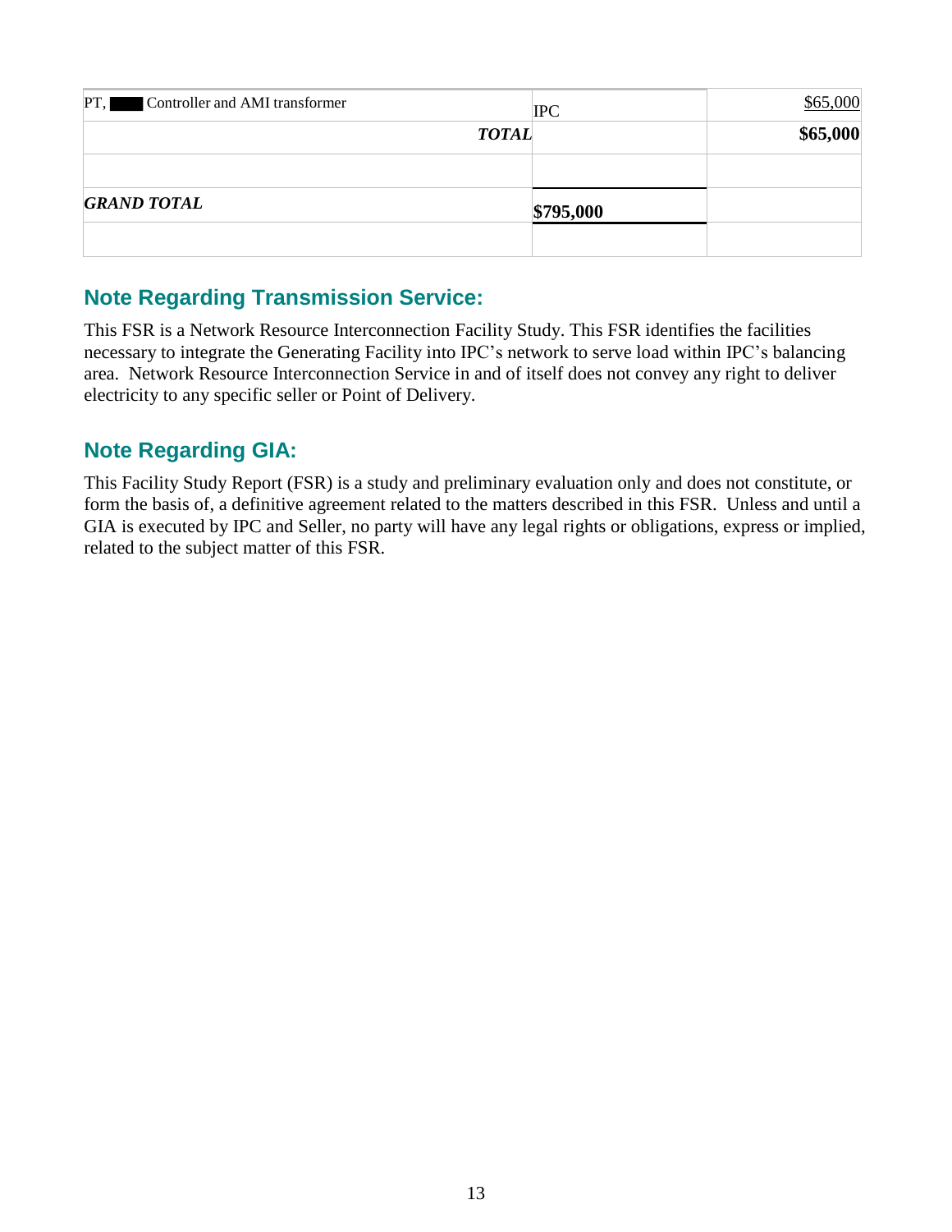| PT, ███ Controller and AMI transformer | IPC | $65,000 |
|---|---|---|
| ***TOTAL*** | | **$65,000** |
| | | |
| ***GRAND TOTAL*** | **$795,000** | |
| | | |

## Note Regarding Transmission Service:

This FSR is a Network Resource Interconnection Facility Study. This FSR identifies the facilities necessary to integrate the Generating Facility into IPC's network to serve load within IPC's balancing area. Network Resource Interconnection Service in and of itself does not convey any right to deliver electricity to any specific seller or Point of Delivery.

## Note Regarding GIA:

This Facility Study Report (FSR) is a study and preliminary evaluation only and does not constitute, or form the basis of, a definitive agreement related to the matters described in this FSR. Unless and until a GIA is executed by IPC and Seller, no party will have any legal rights or obligations, express or implied, related to the subject matter of this FSR.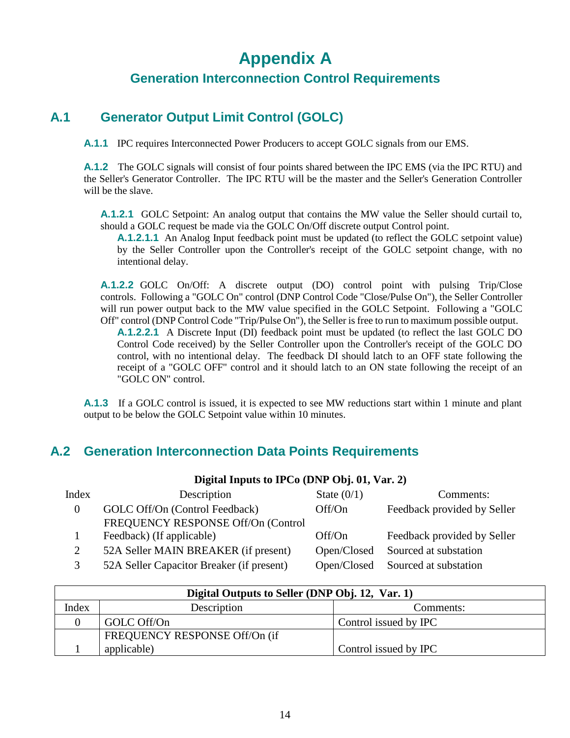# Appendix A

## Generation Interconnection Control Requirements

## A.1 Generator Output Limit Control (GOLC)

**A.1.1** IPC requires Interconnected Power Producers to accept GOLC signals from our EMS.

**A.1.2** The GOLC signals will consist of four points shared between the IPC EMS (via the IPC RTU) and the Seller's Generator Controller. The IPC RTU will be the master and the Seller's Generation Controller will be the slave.

**A.1.2.1** GOLC Setpoint: An analog output that contains the MW value the Seller should curtail to, should a GOLC request be made via the GOLC On/Off discrete output Control point.

**A.1.2.1.1** An Analog Input feedback point must be updated (to reflect the GOLC setpoint value) by the Seller Controller upon the Controller's receipt of the GOLC setpoint change, with no intentional delay.

**A.1.2.2** GOLC On/Off: A discrete output (DO) control point with pulsing Trip/Close controls. Following a "GOLC On" control (DNP Control Code "Close/Pulse On"), the Seller Controller will run power output back to the MW value specified in the GOLC Setpoint. Following a "GOLC Off" control (DNP Control Code "Trip/Pulse On"), the Seller is free to run to maximum possible output.

**A.1.2.2.1** A Discrete Input (DI) feedback point must be updated (to reflect the last GOLC DO Control Code received) by the Seller Controller upon the Controller's receipt of the GOLC DO control, with no intentional delay. The feedback DI should latch to an OFF state following the receipt of a "GOLC OFF" control and it should latch to an ON state following the receipt of an "GOLC ON" control.

**A.1.3** If a GOLC control is issued, it is expected to see MW reductions start within 1 minute and plant output to be below the GOLC Setpoint value within 10 minutes.

## A.2 Generation Interconnection Data Points Requirements

**Digital Inputs to IPCo (DNP Obj. 01, Var. 2)**

| Index | Description | State (0/1) | Comments: |
|---|---|---|---|
| 0 | GOLC Off/On (Control Feedback) | Off/On | Feedback provided by Seller |
| 1 | FREQUENCY RESPONSE Off/On (Control Feedback) (If applicable) | Off/On | Feedback provided by Seller |
| 2 | 52A Seller MAIN BREAKER (if present) | Open/Closed | Sourced at substation |
| 3 | 52A Seller Capacitor Breaker (if present) | Open/Closed | Sourced at substation |

| Digital Outputs to Seller (DNP Obj. 12, Var. 1) | | |
|---|---|---|
| Index | Description | Comments: |
| 0 | GOLC Off/On | Control issued by IPC |
| 1 | FREQUENCY RESPONSE Off/On (if applicable) | Control issued by IPC |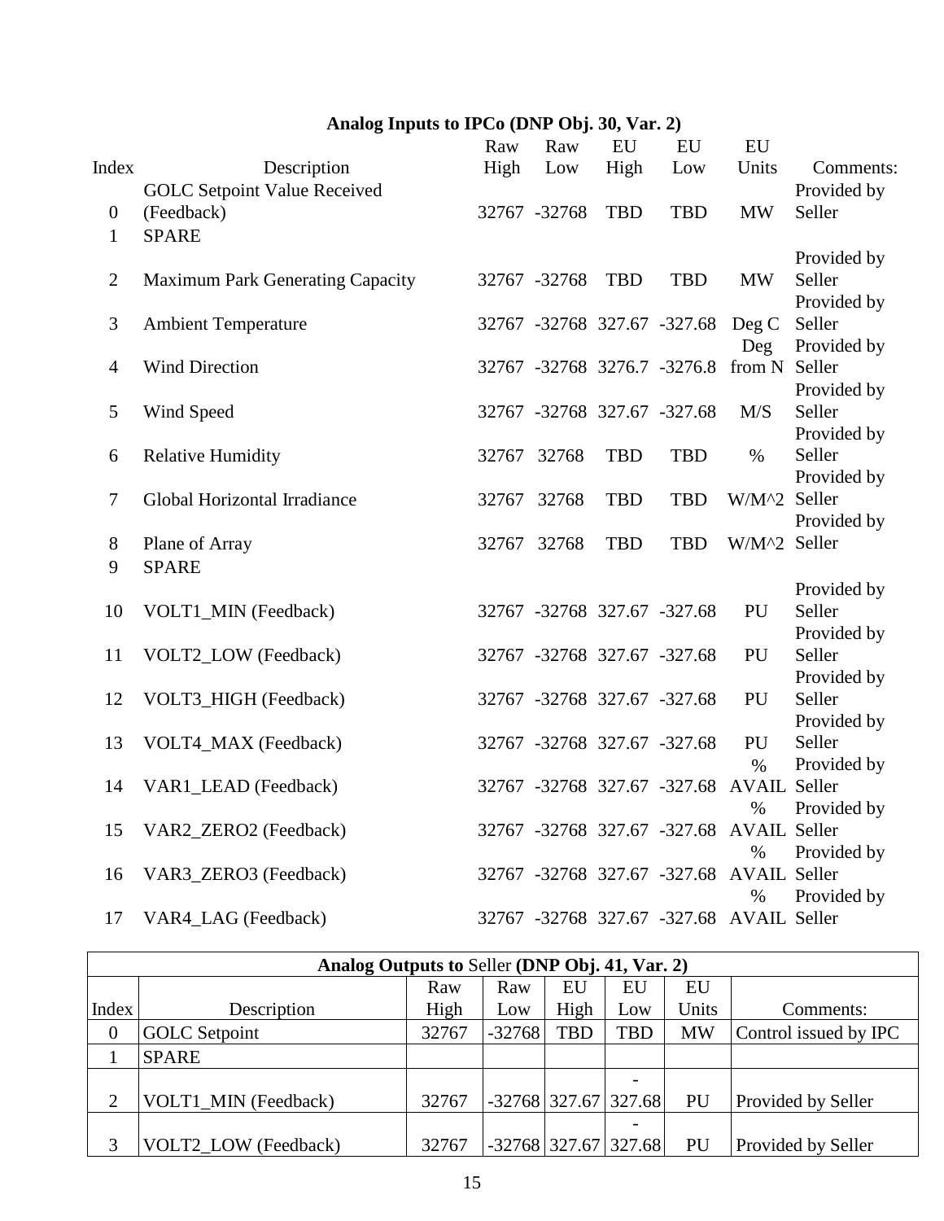**Analog Inputs to IPCo (DNP Obj. 30, Var. 2)**

| Index | Description | Raw High | Raw Low | EU High | EU Low | EU Units | Comments: |
|---|---|---|---|---|---|---|---|
| 0 | GOLC Setpoint Value Received (Feedback) | 32767 | -32768 | TBD | TBD | MW | Provided by Seller |
| 1 | SPARE | | | | | | |
| 2 | Maximum Park Generating Capacity | 32767 | -32768 | TBD | TBD | MW | Provided by Seller |
| 3 | Ambient Temperature | 32767 | -32768 | 327.67 | -327.68 | Deg C | Provided by Seller |
| 4 | Wind Direction | 32767 | -32768 | 3276.7 | -3276.8 | Deg from N | Provided by Seller |
| 5 | Wind Speed | 32767 | -32768 | 327.67 | -327.68 | M/S | Provided by Seller |
| 6 | Relative Humidity | 32767 | 32768 | TBD | TBD | % | Provided by Seller |
| 7 | Global Horizontal Irradiance | 32767 | 32768 | TBD | TBD | W/M^2 | Provided by Seller |
| 8 | Plane of Array | 32767 | 32768 | TBD | TBD | W/M^2 | Provided by Seller |
| 9 | SPARE | | | | | | |
| 10 | VOLT1_MIN (Feedback) | 32767 | -32768 | 327.67 | -327.68 | PU | Provided by Seller |
| 11 | VOLT2_LOW (Feedback) | 32767 | -32768 | 327.67 | -327.68 | PU | Provided by Seller |
| 12 | VOLT3_HIGH (Feedback) | 32767 | -32768 | 327.67 | -327.68 | PU | Provided by Seller |
| 13 | VOLT4_MAX (Feedback) | 32767 | -32768 | 327.67 | -327.68 | PU | Provided by Seller |
| 14 | VAR1_LEAD (Feedback) | 32767 | -32768 | 327.67 | -327.68 | % AVAIL | Provided by Seller |
| 15 | VAR2_ZERO2 (Feedback) | 32767 | -32768 | 327.67 | -327.68 | % AVAIL | Provided by Seller |
| 16 | VAR3_ZERO3 (Feedback) | 32767 | -32768 | 327.67 | -327.68 | % AVAIL | Provided by Seller |
| 17 | VAR4_LAG (Feedback) | 32767 | -32768 | 327.67 | -327.68 | % AVAIL | Provided by Seller |

**Analog Outputs to** Seller **(DNP Obj. 41, Var. 2)**

| Index | Description | Raw High | Raw Low | EU High | EU Low | EU Units | Comments: |
|---|---|---|---|---|---|---|---|
| 0 | GOLC Setpoint | 32767 | -32768 | TBD | TBD | MW | Control issued by IPC |
| 1 | SPARE | | | | | | |
| 2 | VOLT1_MIN (Feedback) | 32767 | -32768 | 327.67 | -327.68 | PU | Provided by Seller |
| 3 | VOLT2_LOW (Feedback) | 32767 | -32768 | 327.67 | -327.68 | PU | Provided by Seller |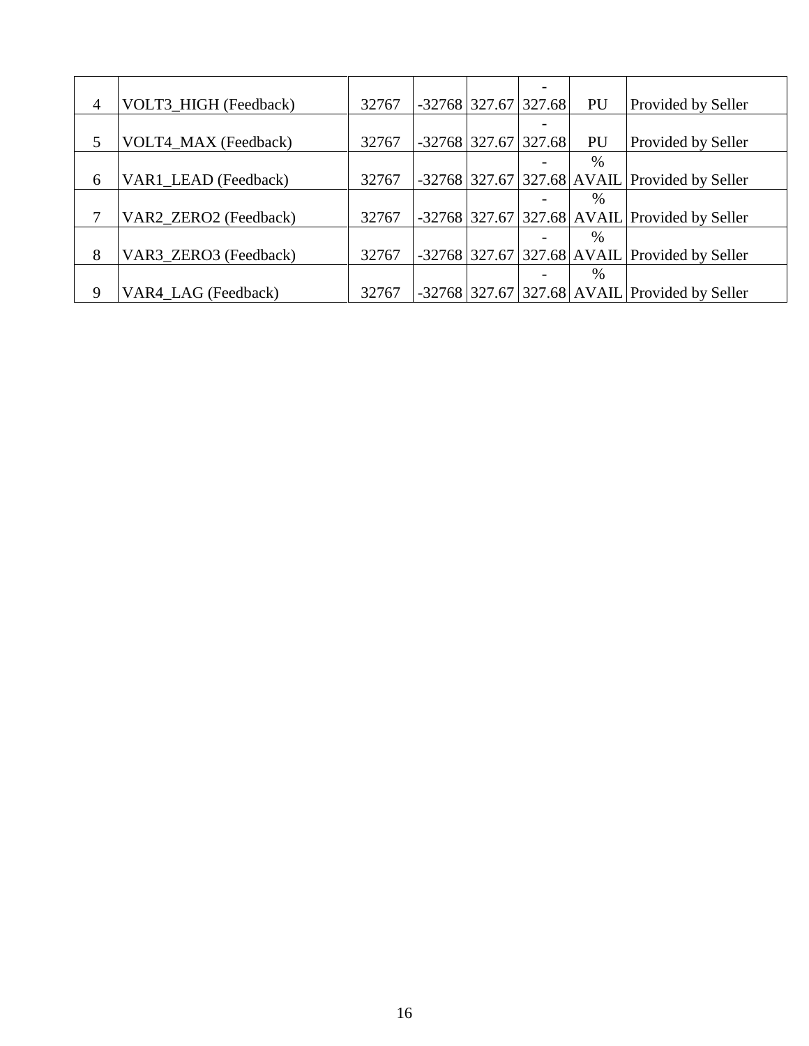| 4 | VOLT3_HIGH (Feedback) | 32767 | -32768 | 327.67 | -327.68 | PU | Provided by Seller |
|---|---|---|---|---|---|---|---|
| 5 | VOLT4_MAX (Feedback) | 32767 | -32768 | 327.67 | -327.68 | PU | Provided by Seller |
| 6 | VAR1_LEAD (Feedback) | 32767 | -32768 | 327.67 | -327.68 | % AVAIL | Provided by Seller |
| 7 | VAR2_ZERO2 (Feedback) | 32767 | -32768 | 327.67 | -327.68 | % AVAIL | Provided by Seller |
| 8 | VAR3_ZERO3 (Feedback) | 32767 | -32768 | 327.67 | -327.68 | % AVAIL | Provided by Seller |
| 9 | VAR4_LAG (Feedback) | 32767 | -32768 | 327.67 | -327.68 | % AVAIL | Provided by Seller |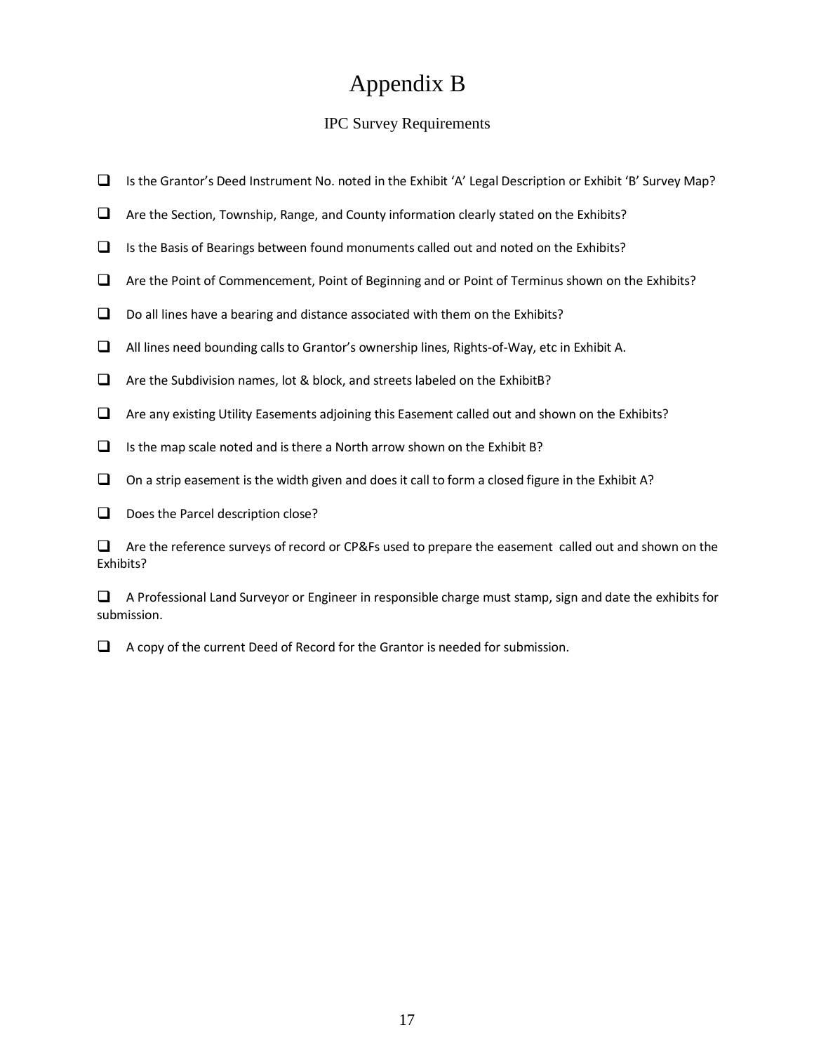# Appendix B

## IPC Survey Requirements

- ☐ Is the Grantor's Deed Instrument No. noted in the Exhibit 'A' Legal Description or Exhibit 'B' Survey Map?
- ☐ Are the Section, Township, Range, and County information clearly stated on the Exhibits?
- ☐ Is the Basis of Bearings between found monuments called out and noted on the Exhibits?
- ☐ Are the Point of Commencement, Point of Beginning and or Point of Terminus shown on the Exhibits?
- ☐ Do all lines have a bearing and distance associated with them on the Exhibits?
- ☐ All lines need bounding calls to Grantor's ownership lines, Rights-of-Way, etc in Exhibit A.
- ☐ Are the Subdivision names, lot & block, and streets labeled on the ExhibitB?
- ☐ Are any existing Utility Easements adjoining this Easement called out and shown on the Exhibits?
- ☐ Is the map scale noted and is there a North arrow shown on the Exhibit B?
- ☐ On a strip easement is the width given and does it call to form a closed figure in the Exhibit A?
- ☐ Does the Parcel description close?
- ☐ Are the reference surveys of record or CP&Fs used to prepare the easement called out and shown on the Exhibits?
- ☐ A Professional Land Surveyor or Engineer in responsible charge must stamp, sign and date the exhibits for submission.
- ☐ A copy of the current Deed of Record for the Grantor is needed for submission.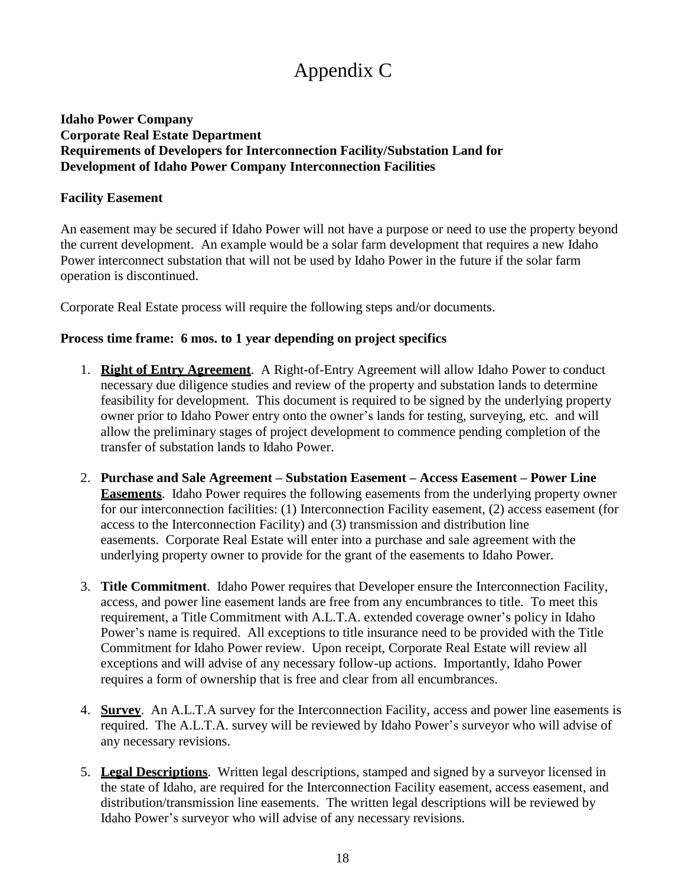# Appendix C

**Idaho Power Company**
**Corporate Real Estate Department**
**Requirements of Developers for Interconnection Facility/Substation Land for Development of Idaho Power Company Interconnection Facilities**

**Facility Easement**

An easement may be secured if Idaho Power will not have a purpose or need to use the property beyond the current development. An example would be a solar farm development that requires a new Idaho Power interconnect substation that will not be used by Idaho Power in the future if the solar farm operation is discontinued.

Corporate Real Estate process will require the following steps and/or documents.

**Process time frame: 6 mos. to 1 year depending on project specifics**

1. **Right of Entry Agreement**. A Right-of-Entry Agreement will allow Idaho Power to conduct necessary due diligence studies and review of the property and substation lands to determine feasibility for development. This document is required to be signed by the underlying property owner prior to Idaho Power entry onto the owner's lands for testing, surveying, etc. and will allow the preliminary stages of project development to commence pending completion of the transfer of substation lands to Idaho Power.

2. **Purchase and Sale Agreement – Substation Easement – Access Easement – Power Line Easements**. Idaho Power requires the following easements from the underlying property owner for our interconnection facilities: (1) Interconnection Facility easement, (2) access easement (for access to the Interconnection Facility) and (3) transmission and distribution line easements. Corporate Real Estate will enter into a purchase and sale agreement with the underlying property owner to provide for the grant of the easements to Idaho Power.

3. **Title Commitment**. Idaho Power requires that Developer ensure the Interconnection Facility, access, and power line easement lands are free from any encumbrances to title. To meet this requirement, a Title Commitment with A.L.T.A. extended coverage owner's policy in Idaho Power's name is required. All exceptions to title insurance need to be provided with the Title Commitment for Idaho Power review. Upon receipt, Corporate Real Estate will review all exceptions and will advise of any necessary follow-up actions. Importantly, Idaho Power requires a form of ownership that is free and clear from all encumbrances.

4. **Survey**. An A.L.T.A survey for the Interconnection Facility, access and power line easements is required. The A.L.T.A. survey will be reviewed by Idaho Power's surveyor who will advise of any necessary revisions.

5. **Legal Descriptions**. Written legal descriptions, stamped and signed by a surveyor licensed in the state of Idaho, are required for the Interconnection Facility easement, access easement, and distribution/transmission line easements. The written legal descriptions will be reviewed by Idaho Power's surveyor who will advise of any necessary revisions.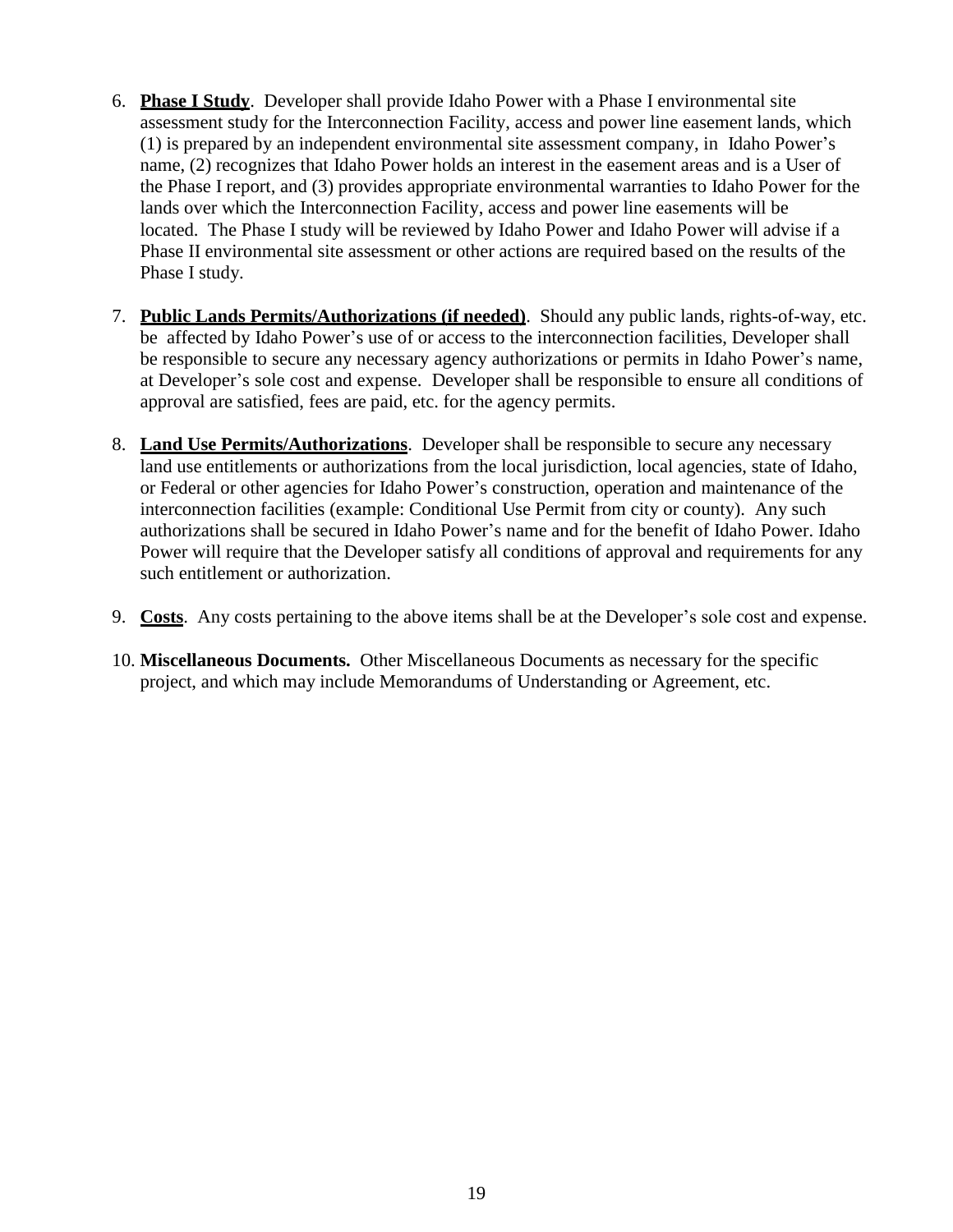6. **Phase I Study**. Developer shall provide Idaho Power with a Phase I environmental site assessment study for the Interconnection Facility, access and power line easement lands, which (1) is prepared by an independent environmental site assessment company, in Idaho Power's name, (2) recognizes that Idaho Power holds an interest in the easement areas and is a User of the Phase I report, and (3) provides appropriate environmental warranties to Idaho Power for the lands over which the Interconnection Facility, access and power line easements will be located. The Phase I study will be reviewed by Idaho Power and Idaho Power will advise if a Phase II environmental site assessment or other actions are required based on the results of the Phase I study.

7. **Public Lands Permits/Authorizations (if needed)**. Should any public lands, rights-of-way, etc. be affected by Idaho Power's use of or access to the interconnection facilities, Developer shall be responsible to secure any necessary agency authorizations or permits in Idaho Power's name, at Developer's sole cost and expense. Developer shall be responsible to ensure all conditions of approval are satisfied, fees are paid, etc. for the agency permits.

8. **Land Use Permits/Authorizations**. Developer shall be responsible to secure any necessary land use entitlements or authorizations from the local jurisdiction, local agencies, state of Idaho, or Federal or other agencies for Idaho Power's construction, operation and maintenance of the interconnection facilities (example: Conditional Use Permit from city or county). Any such authorizations shall be secured in Idaho Power's name and for the benefit of Idaho Power. Idaho Power will require that the Developer satisfy all conditions of approval and requirements for any such entitlement or authorization.

9. **Costs**. Any costs pertaining to the above items shall be at the Developer's sole cost and expense.

10. **Miscellaneous Documents.** Other Miscellaneous Documents as necessary for the specific project, and which may include Memorandums of Understanding or Agreement, etc.